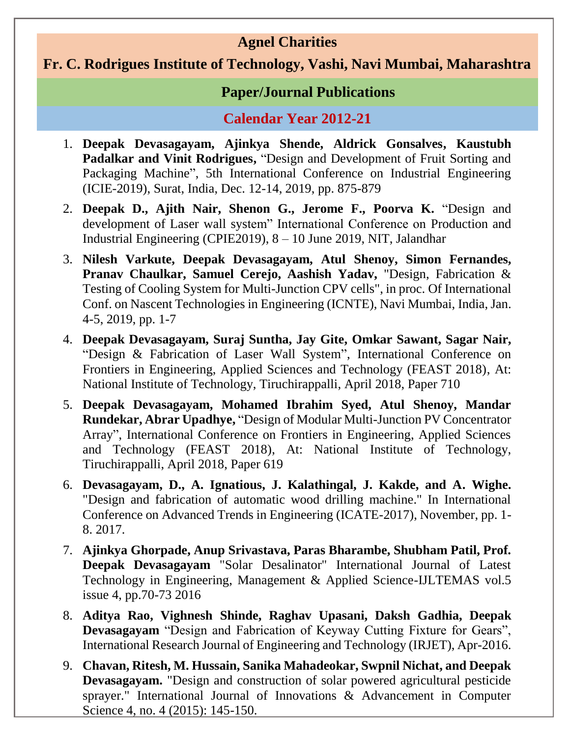# Agnel Charities

## Fr. C. Rodrigues Institute of Technology, Vashi, Navi Mumbai, Maharashtra

## Paper/Journal Publications

## Calendar Year 2012-21

1. **Deepak Devasagayam, Ajinkya Shende, Aldrick Gonsalves, Kaustubh Padalkar and Vinit Rodrigues,** "Design and Development of Fruit Sorting and Packaging Machine", 5th International Conference on Industrial Engineering (ICIE-2019), Surat, India, Dec. 12-14, 2019, pp. 875-879

2. **Deepak D., Ajith Nair, Shenon G., Jerome F., Poorva K.** "Design and development of Laser wall system" International Conference on Production and Industrial Engineering (CPIE2019), 8 – 10 June 2019, NIT, Jalandhar

3. **Nilesh Varkute, Deepak Devasagayam, Atul Shenoy, Simon Fernandes, Pranav Chaulkar, Samuel Cerejo, Aashish Yadav,** "Design, Fabrication & Testing of Cooling System for Multi-Junction CPV cells", in proc. Of International Conf. on Nascent Technologies in Engineering (ICNTE), Navi Mumbai, India, Jan. 4-5, 2019, pp. 1-7

4. **Deepak Devasagayam, Suraj Suntha, Jay Gite, Omkar Sawant, Sagar Nair,** "Design & Fabrication of Laser Wall System", International Conference on Frontiers in Engineering, Applied Sciences and Technology (FEAST 2018), At: National Institute of Technology, Tiruchirappalli, April 2018, Paper 710

5. **Deepak Devasagayam, Mohamed Ibrahim Syed, Atul Shenoy, Mandar Rundekar, Abrar Upadhye,** "Design of Modular Multi-Junction PV Concentrator Array", International Conference on Frontiers in Engineering, Applied Sciences and Technology (FEAST 2018), At: National Institute of Technology, Tiruchirappalli, April 2018, Paper 619

6. **Devasagayam, D., A. Ignatious, J. Kalathingal, J. Kakde, and A. Wighe.** "Design and fabrication of automatic wood drilling machine." In International Conference on Advanced Trends in Engineering (ICATE-2017), November, pp. 1-8. 2017.

7. **Ajinkya Ghorpade, Anup Srivastava, Paras Bharambe, Shubham Patil, Prof. Deepak Devasagayam** "Solar Desalinator" International Journal of Latest Technology in Engineering, Management & Applied Science-IJLTEMAS vol.5 issue 4, pp.70-73 2016

8. **Aditya Rao, Vighnesh Shinde, Raghav Upasani, Daksh Gadhia, Deepak Devasagayam** "Design and Fabrication of Keyway Cutting Fixture for Gears", International Research Journal of Engineering and Technology (IRJET), Apr-2016.

9. **Chavan, Ritesh, M. Hussain, Sanika Mahadeokar, Swpnil Nichat, and Deepak Devasagayam.** "Design and construction of solar powered agricultural pesticide sprayer." International Journal of Innovations & Advancement in Computer Science 4, no. 4 (2015): 145-150.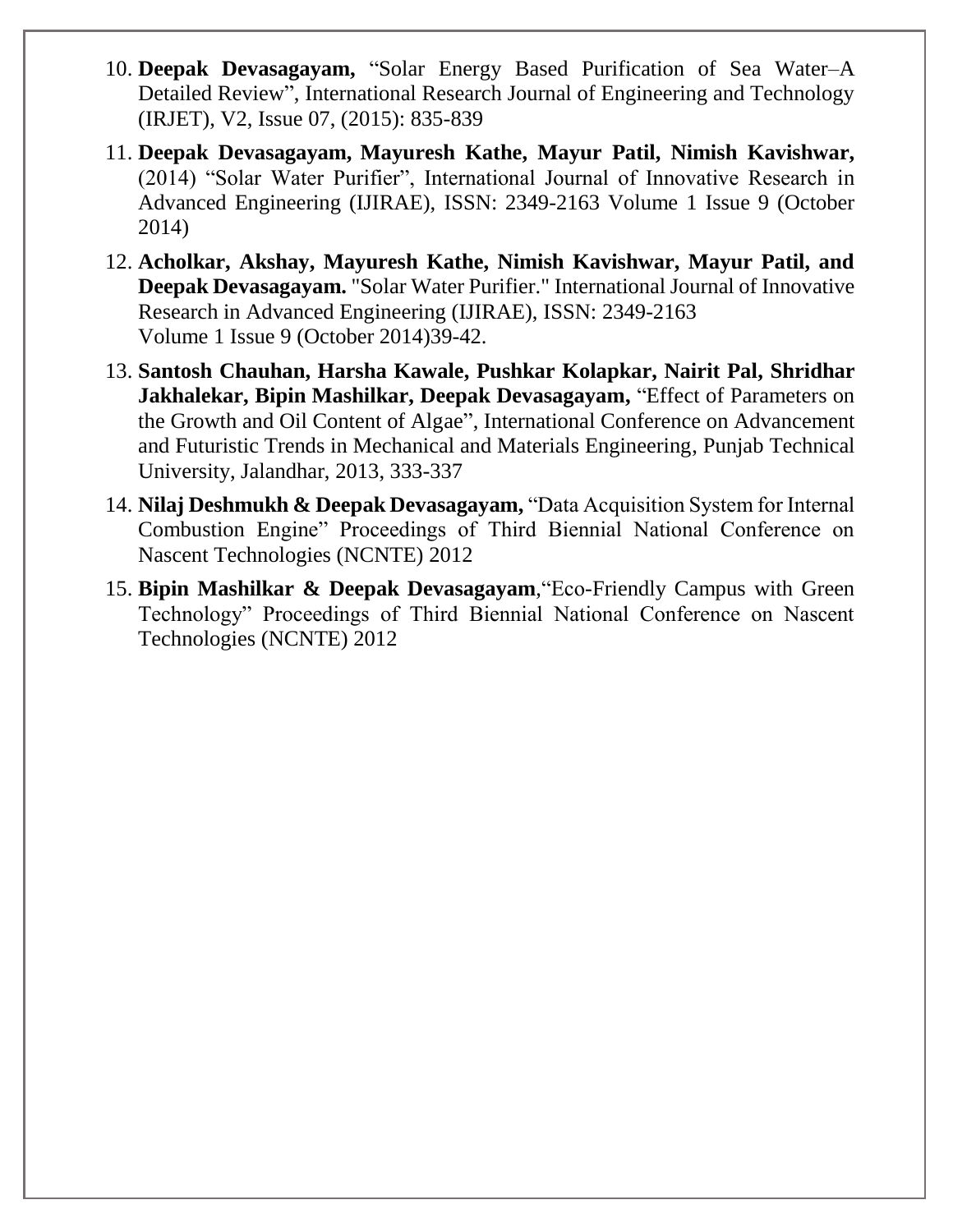10. **Deepak Devasagayam,** "Solar Energy Based Purification of Sea Water–A Detailed Review", International Research Journal of Engineering and Technology (IRJET), V2, Issue 07, (2015): 835-839
11. **Deepak Devasagayam, Mayuresh Kathe, Mayur Patil, Nimish Kavishwar,** (2014) "Solar Water Purifier", International Journal of Innovative Research in Advanced Engineering (IJIRAE), ISSN: 2349-2163 Volume 1 Issue 9 (October 2014)
12. **Acholkar, Akshay, Mayuresh Kathe, Nimish Kavishwar, Mayur Patil, and Deepak Devasagayam.** "Solar Water Purifier." International Journal of Innovative Research in Advanced Engineering (IJIRAE), ISSN: 2349-2163 Volume 1 Issue 9 (October 2014)39-42.
13. **Santosh Chauhan, Harsha Kawale, Pushkar Kolapkar, Nairit Pal, Shridhar Jakhalekar, Bipin Mashilkar, Deepak Devasagayam,** "Effect of Parameters on the Growth and Oil Content of Algae", International Conference on Advancement and Futuristic Trends in Mechanical and Materials Engineering, Punjab Technical University, Jalandhar, 2013, 333-337
14. **Nilaj Deshmukh & Deepak Devasagayam,** "Data Acquisition System for Internal Combustion Engine" Proceedings of Third Biennial National Conference on Nascent Technologies (NCNTE) 2012
15. **Bipin Mashilkar & Deepak Devasagayam**,"Eco-Friendly Campus with Green Technology" Proceedings of Third Biennial National Conference on Nascent Technologies (NCNTE) 2012